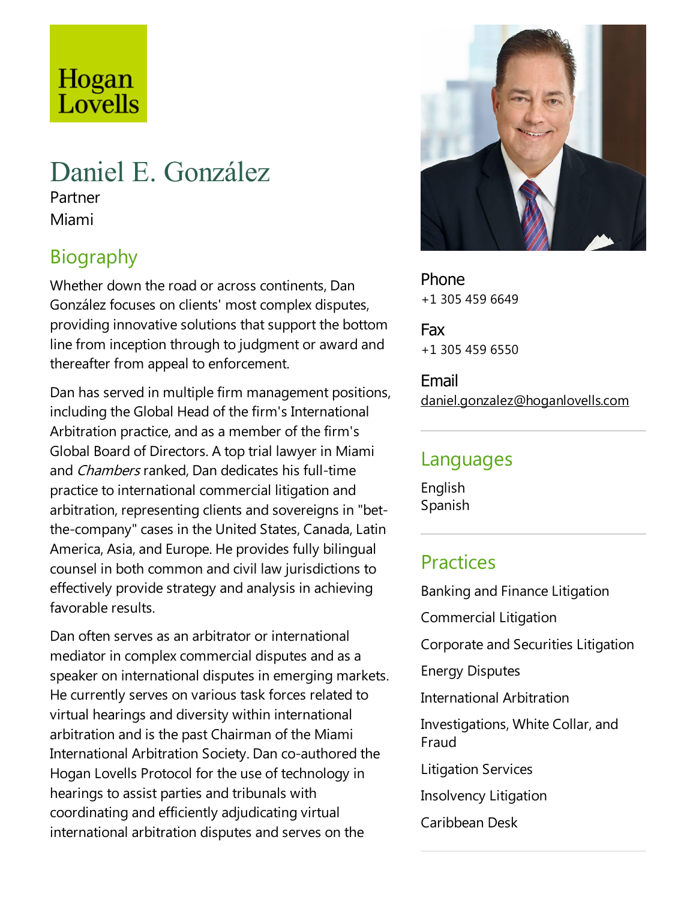Hogan Lovells

# Daniel E. González

Partner

Miami

## Biography

Whether down the road or across continents, Dan González focuses on clients' most complex disputes, providing innovative solutions that support the bottom line from inception through to judgment or award and thereafter from appeal to enforcement.

Dan has served in multiple firm management positions, including the Global Head of the firm's International Arbitration practice, and as a member of the firm's Global Board of Directors. A top trial lawyer in Miami and *Chambers* ranked, Dan dedicates his full-time practice to international commercial litigation and arbitration, representing clients and sovereigns in "bet-the-company" cases in the United States, Canada, Latin America, Asia, and Europe. He provides fully bilingual counsel in both common and civil law jurisdictions to effectively provide strategy and analysis in achieving favorable results.

Dan often serves as an arbitrator or international mediator in complex commercial disputes and as a speaker on international disputes in emerging markets. He currently serves on various task forces related to virtual hearings and diversity within international arbitration and is the past Chairman of the Miami International Arbitration Society. Dan co-authored the Hogan Lovells Protocol for the use of technology in hearings to assist parties and tribunals with coordinating and efficiently adjudicating virtual international arbitration disputes and serves on the

Phone
+1 305 459 6649

Fax
+1 305 459 6550

Email
daniel.gonzalez@hoganlovells.com

## Languages

English
Spanish

## Practices

Banking and Finance Litigation

Commercial Litigation

Corporate and Securities Litigation

Energy Disputes

International Arbitration

Investigations, White Collar, and Fraud

Litigation Services

Insolvency Litigation

Caribbean Desk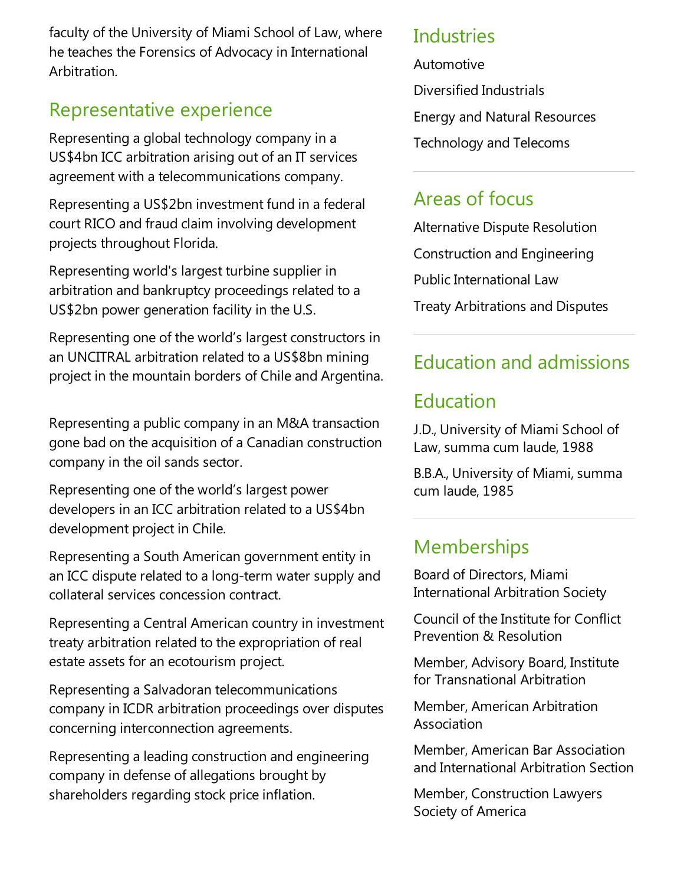faculty of the University of Miami School of Law, where he teaches the Forensics of Advocacy in International Arbitration.

## Representative experience

Representing a global technology company in a US$4bn ICC arbitration arising out of an IT services agreement with a telecommunications company.

Representing a US$2bn investment fund in a federal court RICO and fraud claim involving development projects throughout Florida.

Representing world's largest turbine supplier in arbitration and bankruptcy proceedings related to a US$2bn power generation facility in the U.S.

Representing one of the world's largest constructors in an UNCITRAL arbitration related to a US$8bn mining project in the mountain borders of Chile and Argentina.

Representing a public company in an M&A transaction gone bad on the acquisition of a Canadian construction company in the oil sands sector.

Representing one of the world's largest power developers in an ICC arbitration related to a US$4bn development project in Chile.

Representing a South American government entity in an ICC dispute related to a long-term water supply and collateral services concession contract.

Representing a Central American country in investment treaty arbitration related to the expropriation of real estate assets for an ecotourism project.

Representing a Salvadoran telecommunications company in ICDR arbitration proceedings over disputes concerning interconnection agreements.

Representing a leading construction and engineering company in defense of allegations brought by shareholders regarding stock price inflation.

## Industries

Automotive

Diversified Industrials

Energy and Natural Resources

Technology and Telecoms

## Areas of focus

Alternative Dispute Resolution

Construction and Engineering

Public International Law

Treaty Arbitrations and Disputes

## Education and admissions

## Education

J.D., University of Miami School of Law, summa cum laude, 1988

B.B.A., University of Miami, summa cum laude, 1985

## Memberships

Board of Directors, Miami International Arbitration Society

Council of the Institute for Conflict Prevention & Resolution

Member, Advisory Board, Institute for Transnational Arbitration

Member, American Arbitration Association

Member, American Bar Association and International Arbitration Section

Member, Construction Lawyers Society of America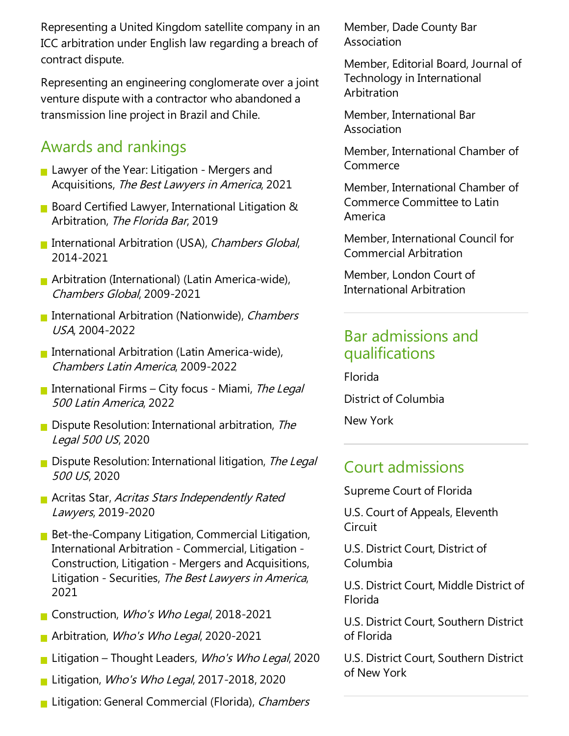Representing a United Kingdom satellite company in an ICC arbitration under English law regarding a breach of contract dispute.

Representing an engineering conglomerate over a joint venture dispute with a contractor who abandoned a transmission line project in Brazil and Chile.

## Awards and rankings

- Lawyer of the Year: Litigation - Mergers and Acquisitions, *The Best Lawyers in America*, 2021
- Board Certified Lawyer, International Litigation & Arbitration, *The Florida Bar*, 2019
- International Arbitration (USA), *Chambers Global*, 2014-2021
- Arbitration (International) (Latin America-wide), *Chambers Global*, 2009-2021
- International Arbitration (Nationwide), *Chambers USA*, 2004-2022
- International Arbitration (Latin America-wide), *Chambers Latin America*, 2009-2022
- International Firms – City focus - Miami, *The Legal 500 Latin America*, 2022
- Dispute Resolution: International arbitration, *The Legal 500 US*, 2020
- Dispute Resolution: International litigation, *The Legal 500 US*, 2020
- Acritas Star, *Acritas Stars Independently Rated Lawyers*, 2019-2020
- Bet-the-Company Litigation, Commercial Litigation, International Arbitration - Commercial, Litigation - Construction, Litigation - Mergers and Acquisitions, Litigation - Securities, *The Best Lawyers in America*, 2021
- Construction, *Who's Who Legal*, 2018-2021
- Arbitration, *Who's Who Legal*, 2020-2021
- Litigation – Thought Leaders, *Who's Who Legal*, 2020
- Litigation, *Who's Who Legal*, 2017-2018, 2020
- Litigation: General Commercial (Florida), *Chambers*

Member, Dade County Bar Association

Member, Editorial Board, Journal of Technology in International Arbitration

Member, International Bar Association

Member, International Chamber of Commerce

Member, International Chamber of Commerce Committee to Latin America

Member, International Council for Commercial Arbitration

Member, London Court of International Arbitration

## Bar admissions and qualifications

Florida

District of Columbia

New York

## Court admissions

Supreme Court of Florida

U.S. Court of Appeals, Eleventh Circuit

U.S. District Court, District of Columbia

U.S. District Court, Middle District of Florida

U.S. District Court, Southern District of Florida

U.S. District Court, Southern District of New York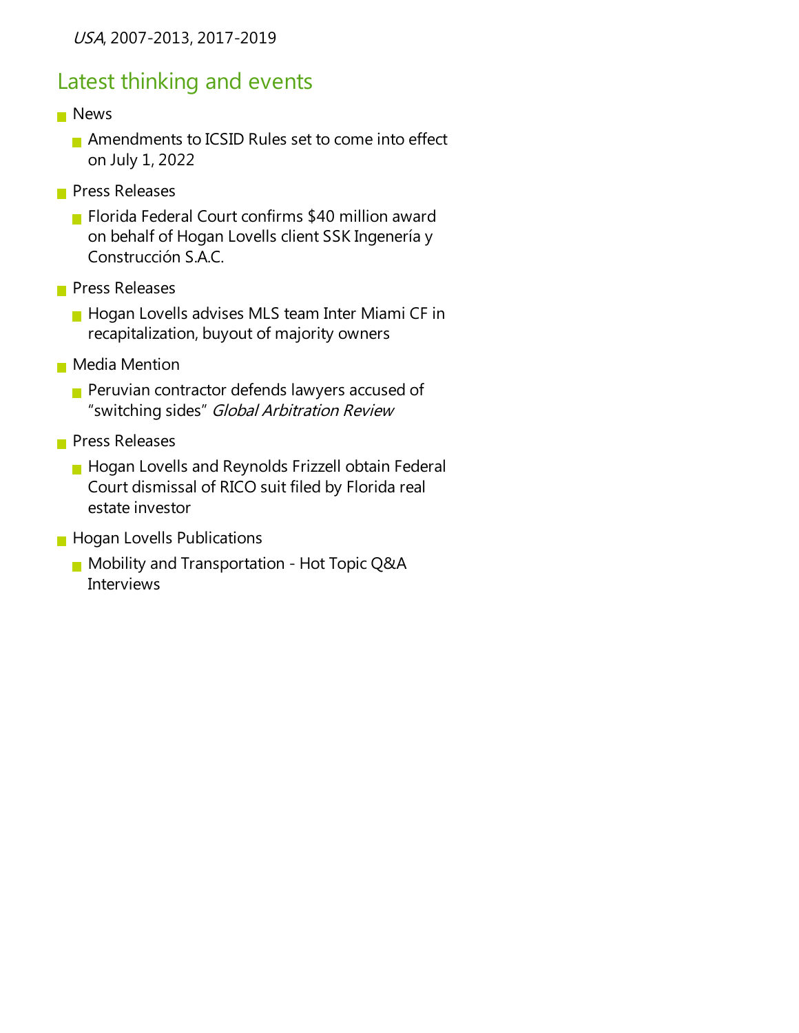*USA*, 2007-2013, 2017-2019

## Latest thinking and events

- News
  - Amendments to ICSID Rules set to come into effect on July 1, 2022
- Press Releases
  - Florida Federal Court confirms $40 million award on behalf of Hogan Lovells client SSK Ingeniería y Construcción S.A.C.
- Press Releases
  - Hogan Lovells advises MLS team Inter Miami CF in recapitalization, buyout of majority owners
- Media Mention
  - Peruvian contractor defends lawyers accused of "switching sides" *Global Arbitration Review*
- Press Releases
  - Hogan Lovells and Reynolds Frizzell obtain Federal Court dismissal of RICO suit filed by Florida real estate investor
- Hogan Lovells Publications
  - Mobility and Transportation - Hot Topic Q&A Interviews